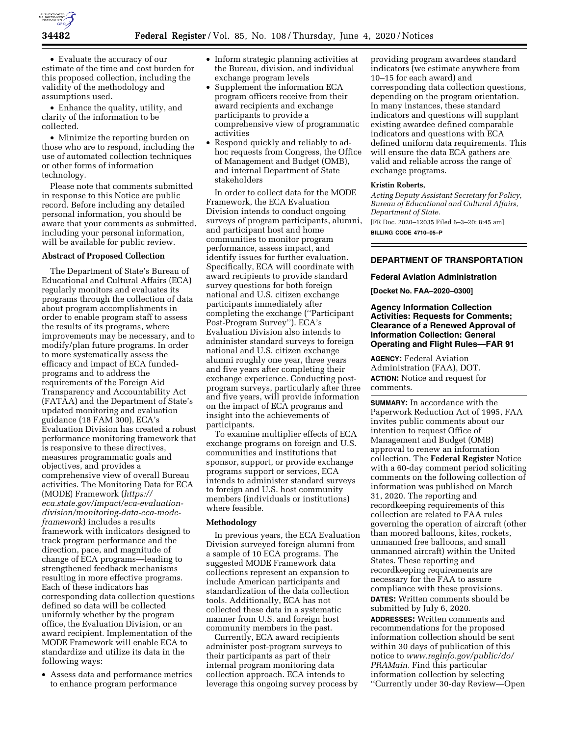- Evaluate the accuracy of our estimate of the time and cost burden for this proposed collection, including the validity of the methodology and assumptions used.
- Enhance the quality, utility, and clarity of the information to be collected.
- Minimize the reporting burden on those who are to respond, including the use of automated collection techniques or other forms of information technology.

Please note that comments submitted in response to this Notice are public record. Before including any detailed personal information, you should be aware that your comments as submitted, including your personal information, will be available for public review.

**Abstract of Proposed Collection**

The Department of State's Bureau of Educational and Cultural Affairs (ECA) regularly monitors and evaluates its programs through the collection of data about program accomplishments in order to enable program staff to assess the results of its programs, where improvements may be necessary, and to modify/plan future programs. In order to more systematically assess the efficacy and impact of ECA funded-programs and to address the requirements of the Foreign Aid Transparency and Accountability Act (FATAA) and the Department of State's updated monitoring and evaluation guidance (18 FAM 300), ECA's Evaluation Division has created a robust performance monitoring framework that is responsive to these directives, measures programmatic goals and objectives, and provides a comprehensive view of overall Bureau activities. The Monitoring Data for ECA (MODE) Framework (*https://eca.state.gov/impact/eca-evaluation-division/monitoring-data-eca-mode-framework*) includes a results framework with indicators designed to track program performance and the direction, pace, and magnitude of change of ECA programs—leading to strengthened feedback mechanisms resulting in more effective programs. Each of these indicators has corresponding data collection questions defined so data will be collected uniformly whether by the program office, the Evaluation Division, or an award recipient. Implementation of the MODE Framework will enable ECA to standardize and utilize its data in the following ways:

- Assess data and performance metrics to enhance program performance
- Inform strategic planning activities at the Bureau, division, and individual exchange program levels
- Supplement the information ECA program officers receive from their award recipients and exchange participants to provide a comprehensive view of programmatic activities
- Respond quickly and reliably to ad-hoc requests from Congress, the Office of Management and Budget (OMB), and internal Department of State stakeholders

In order to collect data for the MODE Framework, the ECA Evaluation Division intends to conduct ongoing surveys of program participants, alumni, and participant host and home communities to monitor program performance, assess impact, and identify issues for further evaluation. Specifically, ECA will coordinate with award recipients to provide standard survey questions for both foreign national and U.S. citizen exchange participants immediately after completing the exchange (''Participant Post-Program Survey''). ECA's Evaluation Division also intends to administer standard surveys to foreign national and U.S. citizen exchange alumni roughly one year, three years and five years after completing their exchange experience. Conducting post-program surveys, particularly after three and five years, will provide information on the impact of ECA programs and insight into the achievements of participants.

To examine multiplier effects of ECA exchange programs on foreign and U.S. communities and institutions that sponsor, support, or provide exchange programs support or services, ECA intends to administer standard surveys to foreign and U.S. host community members (individuals or institutions) where feasible.

**Methodology**

In previous years, the ECA Evaluation Division surveyed foreign alumni from a sample of 10 ECA programs. The suggested MODE Framework data collections represent an expansion to include American participants and standardization of the data collection tools. Additionally, ECA has not collected these data in a systematic manner from U.S. and foreign host community members in the past.

Currently, ECA award recipients administer post-program surveys to their participants as part of their internal program monitoring data collection approach. ECA intends to leverage this ongoing survey process by providing program awardees standard indicators (we estimate anywhere from 10–15 for each award) and corresponding data collection questions, depending on the program orientation. In many instances, these standard indicators and questions will supplant existing awardee defined comparable indicators and questions with ECA defined uniform data requirements. This will ensure the data ECA gathers are valid and reliable across the range of exchange programs.

**Kristin Roberts,**

*Acting Deputy Assistant Secretary for Policy, Bureau of Educational and Cultural Affairs, Department of State.*

[FR Doc. 2020–12035 Filed 6–3–20; 8:45 am]

**BILLING CODE 4710–05–P**

## DEPARTMENT OF TRANSPORTATION

### Federal Aviation Administration

**[Docket No. FAA–2020–0300]**

### Agency Information Collection Activities: Requests for Comments; Clearance of a Renewed Approval of Information Collection: General Operating and Flight Rules—FAR 91

**AGENCY:** Federal Aviation Administration (FAA), DOT.

**ACTION:** Notice and request for comments.

**SUMMARY:** In accordance with the Paperwork Reduction Act of 1995, FAA invites public comments about our intention to request Office of Management and Budget (OMB) approval to renew an information collection. The **Federal Register** Notice with a 60-day comment period soliciting comments on the following collection of information was published on March 31, 2020. The reporting and recordkeeping requirements of this collection are related to FAA rules governing the operation of aircraft (other than moored balloons, kites, rockets, unmanned free balloons, and small unmanned aircraft) within the United States. These reporting and recordkeeping requirements are necessary for the FAA to assure compliance with these provisions.

**DATES:** Written comments should be submitted by July 6, 2020.

**ADDRESSES:** Written comments and recommendations for the proposed information collection should be sent within 30 days of publication of this notice to *www.reginfo.gov/public/do/PRAMain.* Find this particular information collection by selecting ''Currently under 30-day Review—Open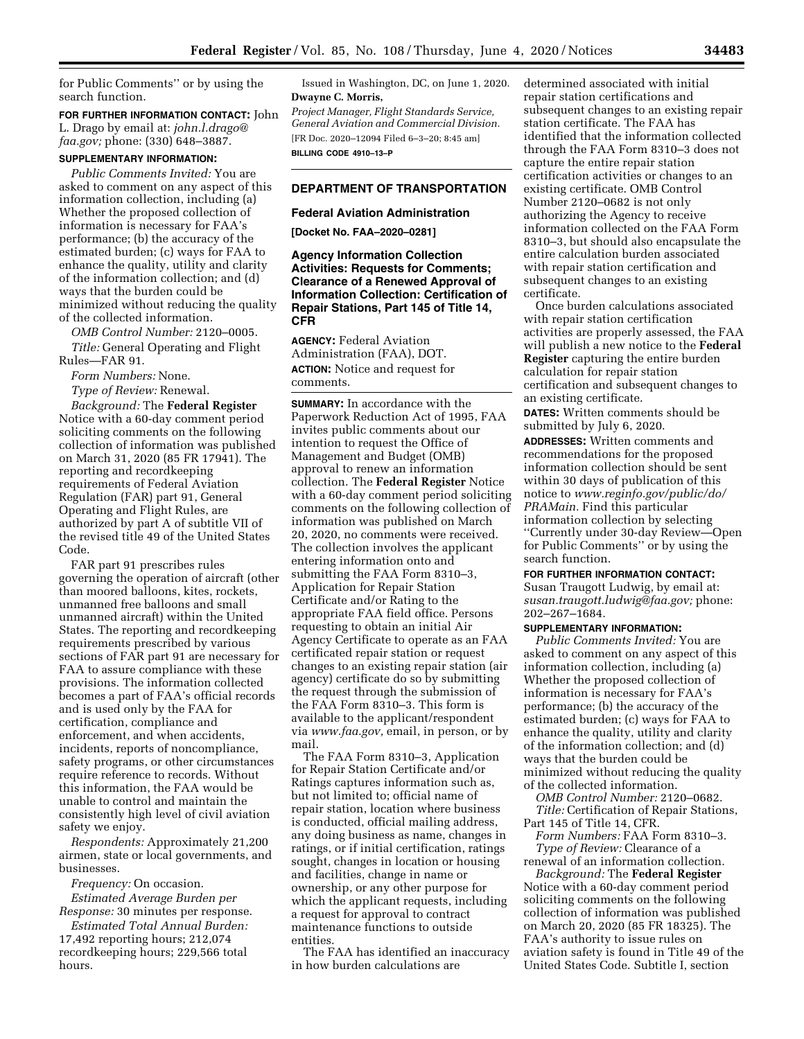for Public Comments'' or by using the search function.

**FOR FURTHER INFORMATION CONTACT:** John L. Drago by email at: *john.l.drago@faa.gov;* phone: (330) 648–3887.

**SUPPLEMENTARY INFORMATION:**

*Public Comments Invited:* You are asked to comment on any aspect of this information collection, including (a) Whether the proposed collection of information is necessary for FAA's performance; (b) the accuracy of the estimated burden; (c) ways for FAA to enhance the quality, utility and clarity of the information collection; and (d) ways that the burden could be minimized without reducing the quality of the collected information.

*OMB Control Number:* 2120–0005.

*Title:* General Operating and Flight Rules—FAR 91.

*Form Numbers:* None.

*Type of Review:* Renewal.

*Background:* The **Federal Register** Notice with a 60-day comment period soliciting comments on the following collection of information was published on March 31, 2020 (85 FR 17941). The reporting and recordkeeping requirements of Federal Aviation Regulation (FAR) part 91, General Operating and Flight Rules, are authorized by part A of subtitle VII of the revised title 49 of the United States Code.

FAR part 91 prescribes rules governing the operation of aircraft (other than moored balloons, kites, rockets, unmanned free balloons and small unmanned aircraft) within the United States. The reporting and recordkeeping requirements prescribed by various sections of FAR part 91 are necessary for FAA to assure compliance with these provisions. The information collected becomes a part of FAA's official records and is used only by the FAA for certification, compliance and enforcement, and when accidents, incidents, reports of noncompliance, safety programs, or other circumstances require reference to records. Without this information, the FAA would be unable to control and maintain the consistently high level of civil aviation safety we enjoy.

*Respondents:* Approximately 21,200 airmen, state or local governments, and businesses.

*Frequency:* On occasion.

*Estimated Average Burden per Response:* 30 minutes per response.

*Estimated Total Annual Burden:* 17,492 reporting hours; 212,074 recordkeeping hours; 229,566 total hours.

Issued in Washington, DC, on June 1, 2020.

**Dwayne C. Morris,**

*Project Manager, Flight Standards Service, General Aviation and Commercial Division.*

[FR Doc. 2020–12094 Filed 6–3–20; 8:45 am]

**BILLING CODE 4910–13–P**

## DEPARTMENT OF TRANSPORTATION

### Federal Aviation Administration

**[Docket No. FAA–2020–0281]**

### Agency Information Collection Activities: Requests for Comments; Clearance of a Renewed Approval of Information Collection: Certification of Repair Stations, Part 145 of Title 14, CFR

**AGENCY:** Federal Aviation Administration (FAA), DOT.

**ACTION:** Notice and request for comments.

**SUMMARY:** In accordance with the Paperwork Reduction Act of 1995, FAA invites public comments about our intention to request the Office of Management and Budget (OMB) approval to renew an information collection. The **Federal Register** Notice with a 60-day comment period soliciting comments on the following collection of information was published on March 20, 2020, no comments were received. The collection involves the applicant entering information onto and submitting the FAA Form 8310–3, Application for Repair Station Certificate and/or Rating to the appropriate FAA field office. Persons requesting to obtain an initial Air Agency Certificate to operate as an FAA certificated repair station or request changes to an existing repair station (air agency) certificate do so by submitting the request through the submission of the FAA Form 8310–3. This form is available to the applicant/respondent via *www.faa.gov,* email, in person, or by mail.

The FAA Form 8310–3, Application for Repair Station Certificate and/or Ratings captures information such as, but not limited to; official name of repair station, location where business is conducted, official mailing address, any doing business as name, changes in ratings, or if initial certification, ratings sought, changes in location or housing and facilities, change in name or ownership, or any other purpose for which the applicant requests, including a request for approval to contract maintenance functions to outside entities.

The FAA has identified an inaccuracy in how burden calculations are determined associated with initial repair station certifications and subsequent changes to an existing repair station certificate. The FAA has identified that the information collected through the FAA Form 8310–3 does not capture the entire repair station certification activities or changes to an existing certificate. OMB Control Number 2120–0682 is not only authorizing the Agency to receive information collected on the FAA Form 8310–3, but should also encapsulate the entire calculation burden associated with repair station certification and subsequent changes to an existing certificate.

Once burden calculations associated with repair station certification activities are properly assessed, the FAA will publish a new notice to the **Federal Register** capturing the entire burden calculation for repair station certification and subsequent changes to an existing certificate.

**DATES:** Written comments should be submitted by July 6, 2020.

**ADDRESSES:** Written comments and recommendations for the proposed information collection should be sent within 30 days of publication of this notice to *www.reginfo.gov/public/do/PRAMain.* Find this particular information collection by selecting ''Currently under 30-day Review—Open for Public Comments'' or by using the search function.

**FOR FURTHER INFORMATION CONTACT:** Susan Traugott Ludwig, by email at: *susan.traugott.ludwig@faa.gov;* phone: 202–267–1684.

**SUPPLEMENTARY INFORMATION:**

*Public Comments Invited:* You are asked to comment on any aspect of this information collection, including (a) Whether the proposed collection of information is necessary for FAA's performance; (b) the accuracy of the estimated burden; (c) ways for FAA to enhance the quality, utility and clarity of the information collection; and (d) ways that the burden could be minimized without reducing the quality of the collected information.

*OMB Control Number:* 2120–0682.

*Title:* Certification of Repair Stations, Part 145 of Title 14, CFR.

*Form Numbers:* FAA Form 8310–3.

*Type of Review:* Clearance of a renewal of an information collection.

*Background:* The **Federal Register** Notice with a 60-day comment period soliciting comments on the following collection of information was published on March 20, 2020 (85 FR 18325). The FAA's authority to issue rules on aviation safety is found in Title 49 of the United States Code. Subtitle I, section